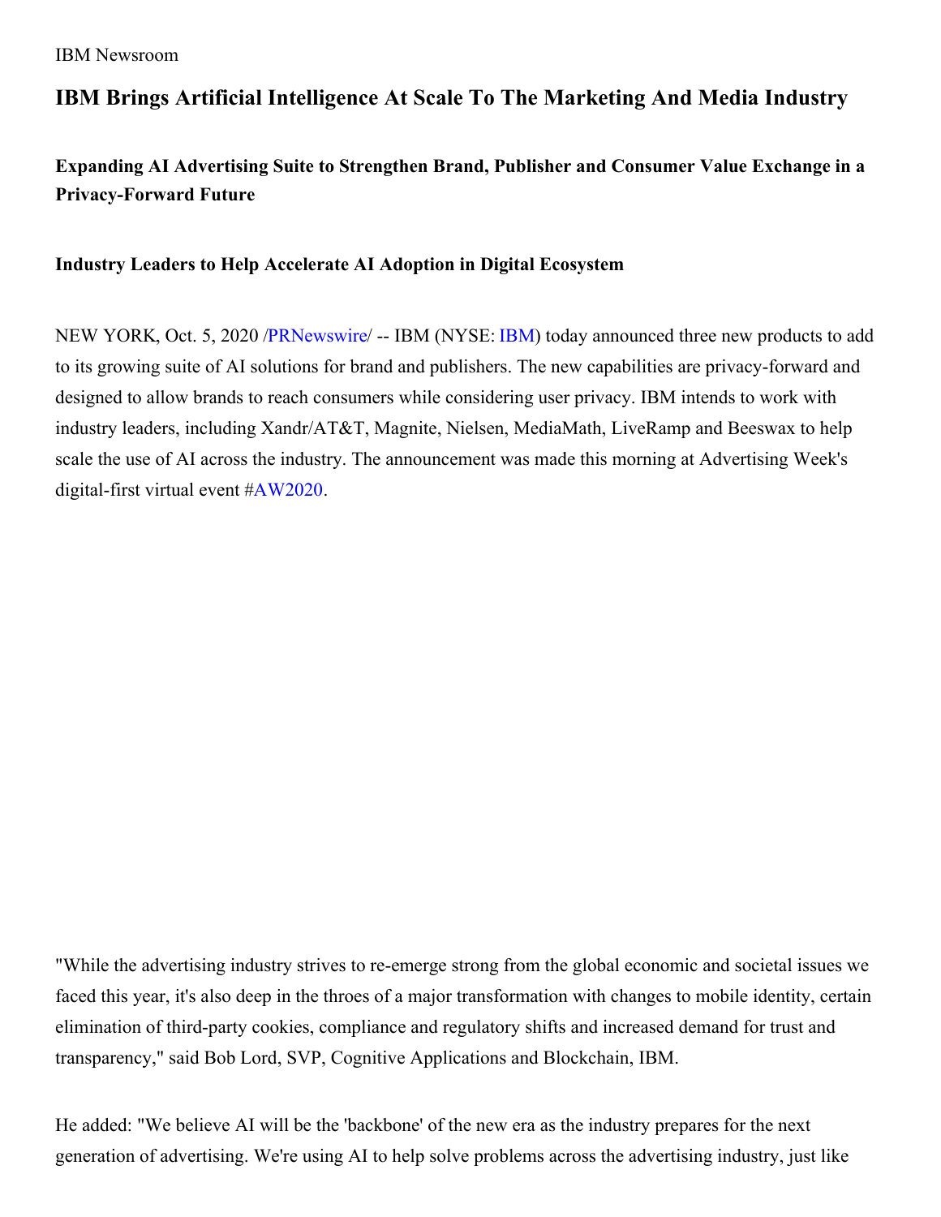IBM Newsroom

# IBM Brings Artificial Intelligence At Scale To The Marketing And Media Industry

### Expanding AI Advertising Suite to Strengthen Brand, Publisher and Consumer Value Exchange in a Privacy-Forward Future

### Industry Leaders to Help Accelerate AI Adoption in Digital Ecosystem

NEW YORK, Oct. 5, 2020 /PRNewswire/ -- IBM (NYSE: IBM) today announced three new products to add to its growing suite of AI solutions for brand and publishers. The new capabilities are privacy-forward and designed to allow brands to reach consumers while considering user privacy. IBM intends to work with industry leaders, including Xandr/AT&T, Magnite, Nielsen, MediaMath, LiveRamp and Beeswax to help scale the use of AI across the industry. The announcement was made this morning at Advertising Week's digital-first virtual event #AW2020.

"While the advertising industry strives to re-emerge strong from the global economic and societal issues we faced this year, it's also deep in the throes of a major transformation with changes to mobile identity, certain elimination of third-party cookies, compliance and regulatory shifts and increased demand for trust and transparency," said Bob Lord, SVP, Cognitive Applications and Blockchain, IBM.

He added: "We believe AI will be the 'backbone' of the new era as the industry prepares for the next generation of advertising. We're using AI to help solve problems across the advertising industry, just like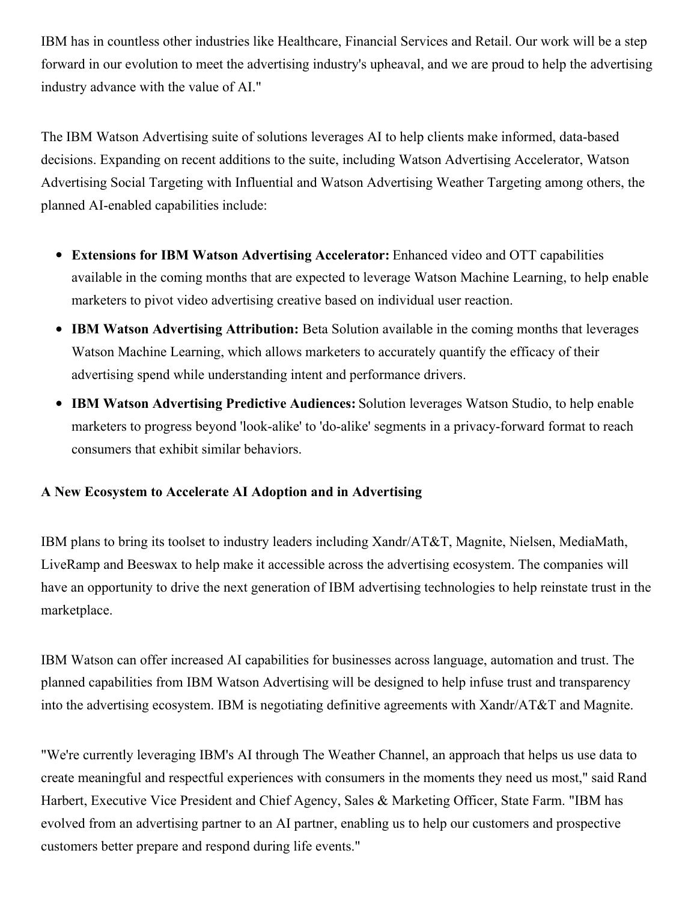IBM has in countless other industries like Healthcare, Financial Services and Retail. Our work will be a step forward in our evolution to meet the advertising industry's upheaval, and we are proud to help the advertising industry advance with the value of AI."

The IBM Watson Advertising suite of solutions leverages AI to help clients make informed, data-based decisions. Expanding on recent additions to the suite, including Watson Advertising Accelerator, Watson Advertising Social Targeting with Influential and Watson Advertising Weather Targeting among others, the planned AI-enabled capabilities include:

- **Extensions for IBM Watson Advertising Accelerator:** Enhanced video and OTT capabilities available in the coming months that are expected to leverage Watson Machine Learning, to help enable marketers to pivot video advertising creative based on individual user reaction.
- **IBM Watson Advertising Attribution:** Beta Solution available in the coming months that leverages Watson Machine Learning, which allows marketers to accurately quantify the efficacy of their advertising spend while understanding intent and performance drivers.
- **IBM Watson Advertising Predictive Audiences:** Solution leverages Watson Studio, to help enable marketers to progress beyond 'look-alike' to 'do-alike' segments in a privacy-forward format to reach consumers that exhibit similar behaviors.

**A New Ecosystem to Accelerate AI Adoption and in Advertising**

IBM plans to bring its toolset to industry leaders including Xandr/AT&T, Magnite, Nielsen, MediaMath, LiveRamp and Beeswax to help make it accessible across the advertising ecosystem. The companies will have an opportunity to drive the next generation of IBM advertising technologies to help reinstate trust in the marketplace.

IBM Watson can offer increased AI capabilities for businesses across language, automation and trust. The planned capabilities from IBM Watson Advertising will be designed to help infuse trust and transparency into the advertising ecosystem. IBM is negotiating definitive agreements with Xandr/AT&T and Magnite.

"We're currently leveraging IBM's AI through The Weather Channel, an approach that helps us use data to create meaningful and respectful experiences with consumers in the moments they need us most," said Rand Harbert, Executive Vice President and Chief Agency, Sales & Marketing Officer, State Farm. "IBM has evolved from an advertising partner to an AI partner, enabling us to help our customers and prospective customers better prepare and respond during life events."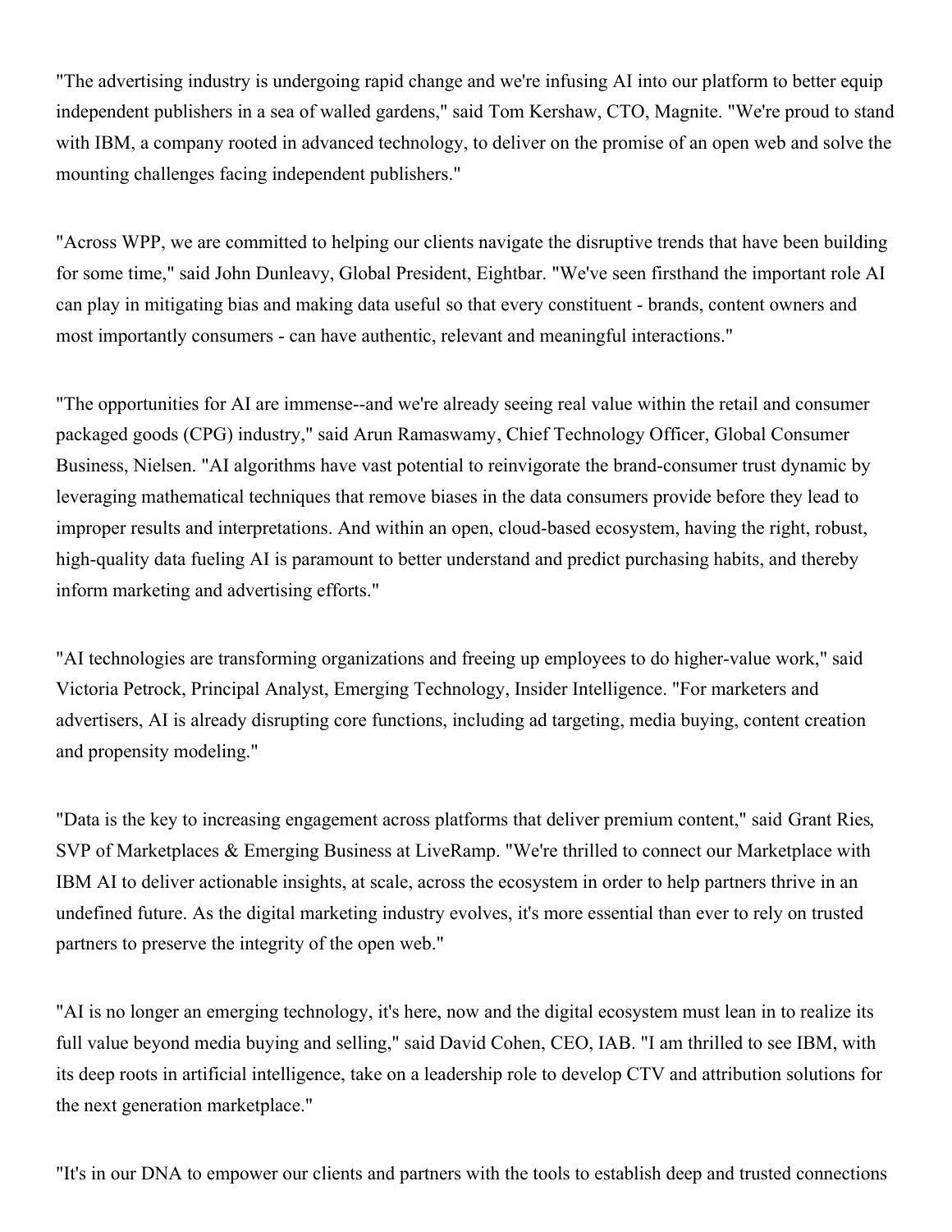"The advertising industry is undergoing rapid change and we're infusing AI into our platform to better equip independent publishers in a sea of walled gardens," said Tom Kershaw, CTO, Magnite. "We're proud to stand with IBM, a company rooted in advanced technology, to deliver on the promise of an open web and solve the mounting challenges facing independent publishers."

"Across WPP, we are committed to helping our clients navigate the disruptive trends that have been building for some time," said John Dunleavy, Global President, Eightbar. "We've seen firsthand the important role AI can play in mitigating bias and making data useful so that every constituent - brands, content owners and most importantly consumers - can have authentic, relevant and meaningful interactions."

"The opportunities for AI are immense--and we're already seeing real value within the retail and consumer packaged goods (CPG) industry," said Arun Ramaswamy, Chief Technology Officer, Global Consumer Business, Nielsen. "AI algorithms have vast potential to reinvigorate the brand-consumer trust dynamic by leveraging mathematical techniques that remove biases in the data consumers provide before they lead to improper results and interpretations. And within an open, cloud-based ecosystem, having the right, robust, high-quality data fueling AI is paramount to better understand and predict purchasing habits, and thereby inform marketing and advertising efforts."

"AI technologies are transforming organizations and freeing up employees to do higher-value work," said Victoria Petrock, Principal Analyst, Emerging Technology, Insider Intelligence. "For marketers and advertisers, AI is already disrupting core functions, including ad targeting, media buying, content creation and propensity modeling."

"Data is the key to increasing engagement across platforms that deliver premium content," said Grant Ries, SVP of Marketplaces & Emerging Business at LiveRamp. "We're thrilled to connect our Marketplace with IBM AI to deliver actionable insights, at scale, across the ecosystem in order to help partners thrive in an undefined future. As the digital marketing industry evolves, it's more essential than ever to rely on trusted partners to preserve the integrity of the open web."

"AI is no longer an emerging technology, it's here, now and the digital ecosystem must lean in to realize its full value beyond media buying and selling," said David Cohen, CEO, IAB. "I am thrilled to see IBM, with its deep roots in artificial intelligence, take on a leadership role to develop CTV and attribution solutions for the next generation marketplace."

"It's in our DNA to empower our clients and partners with the tools to establish deep and trusted connections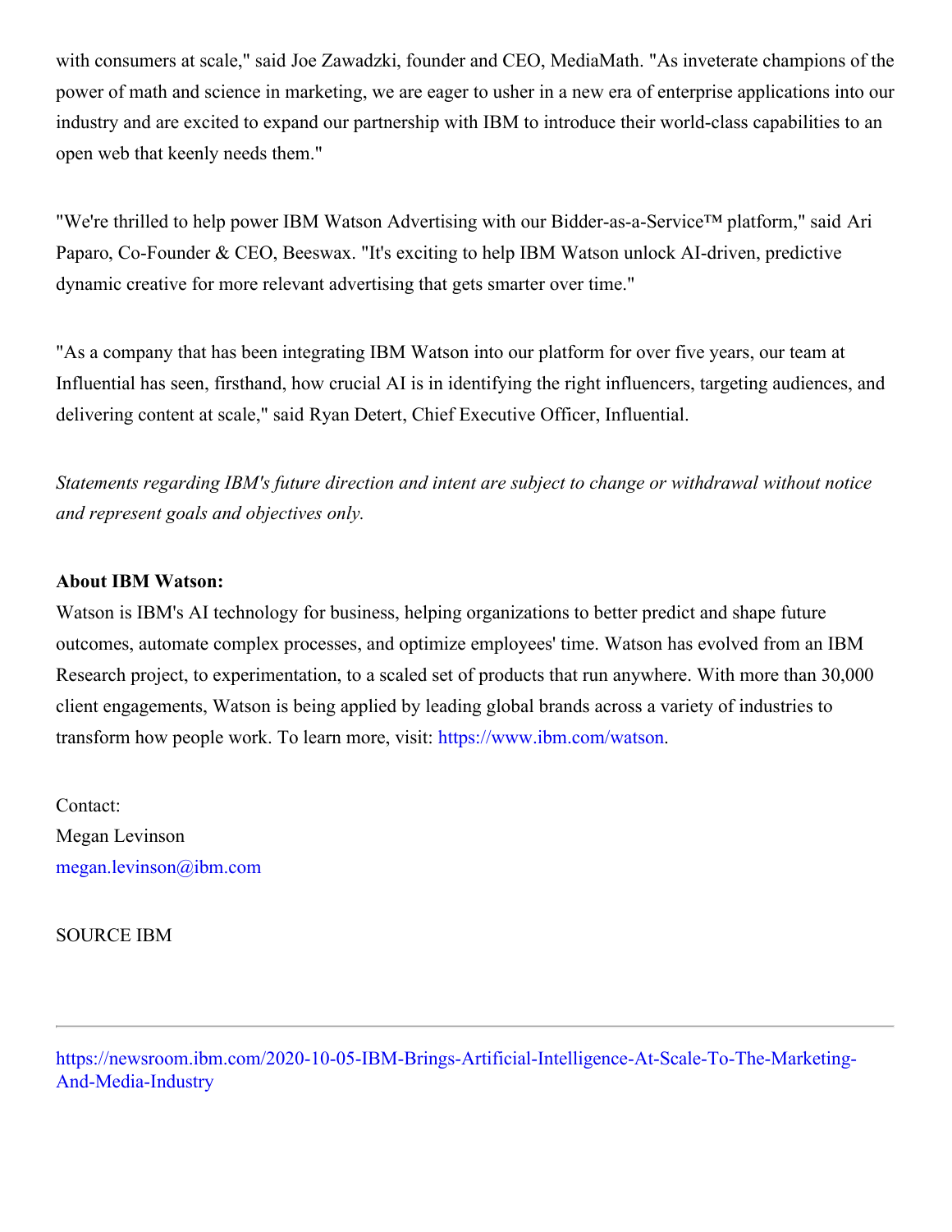with consumers at scale," said Joe Zawadzki, founder and CEO, MediaMath. "As inveterate champions of the power of math and science in marketing, we are eager to usher in a new era of enterprise applications into our industry and are excited to expand our partnership with IBM to introduce their world-class capabilities to an open web that keenly needs them."

"We're thrilled to help power IBM Watson Advertising with our Bidder-as-a-Service™ platform," said Ari Paparo, Co-Founder & CEO, Beeswax. "It's exciting to help IBM Watson unlock AI-driven, predictive dynamic creative for more relevant advertising that gets smarter over time."

"As a company that has been integrating IBM Watson into our platform for over five years, our team at Influential has seen, firsthand, how crucial AI is in identifying the right influencers, targeting audiences, and delivering content at scale," said Ryan Detert, Chief Executive Officer, Influential.

*Statements regarding IBM's future direction and intent are subject to change or withdrawal without notice and represent goals and objectives only.*

**About IBM Watson:**

Watson is IBM's AI technology for business, helping organizations to better predict and shape future outcomes, automate complex processes, and optimize employees' time. Watson has evolved from an IBM Research project, to experimentation, to a scaled set of products that run anywhere. With more than 30,000 client engagements, Watson is being applied by leading global brands across a variety of industries to transform how people work. To learn more, visit: https://www.ibm.com/watson.

Contact:
Megan Levinson
megan.levinson@ibm.com

SOURCE IBM

---

https://newsroom.ibm.com/2020-10-05-IBM-Brings-Artificial-Intelligence-At-Scale-To-The-Marketing-And-Media-Industry